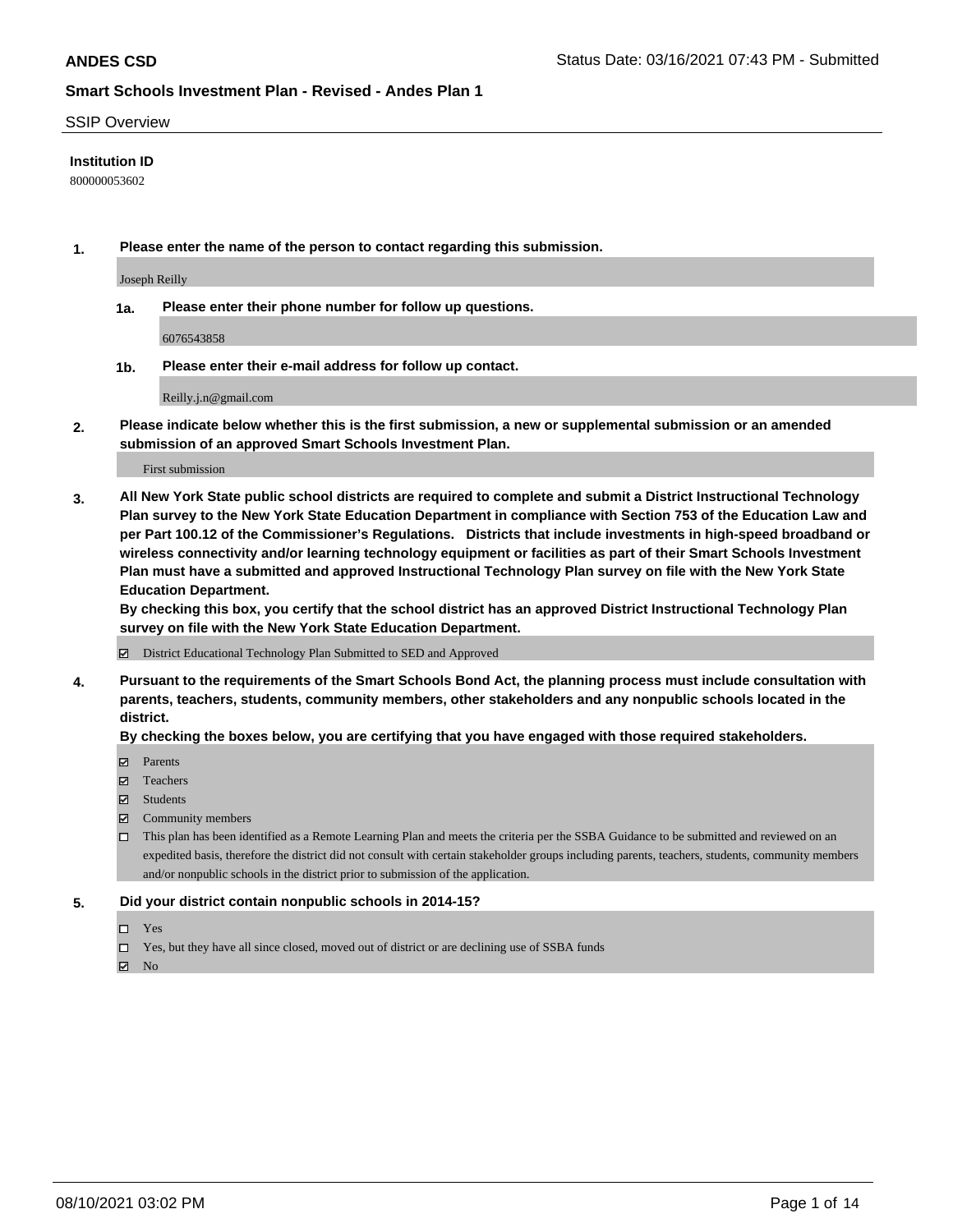**ANDES CSD**

**Smart Schools Investment Plan - Revised - Andes Plan 1**

Status Date: 03/16/2021 07:43 PM - Submitted

SSIP Overview

**Institution ID**

800000053602

**1. Please enter the name of the person to contact regarding this submission.**

Joseph Reilly

**1a. Please enter their phone number for follow up questions.**

6076543858

**1b. Please enter their e-mail address for follow up contact.**

Reilly.j.n@gmail.com

**2. Please indicate below whether this is the first submission, a new or supplemental submission or an amended submission of an approved Smart Schools Investment Plan.**

First submission

**3. All New York State public school districts are required to complete and submit a District Instructional Technology Plan survey to the New York State Education Department in compliance with Section 753 of the Education Law and per Part 100.12 of the Commissioner's Regulations. Districts that include investments in high-speed broadband or wireless connectivity and/or learning technology equipment or facilities as part of their Smart Schools Investment Plan must have a submitted and approved Instructional Technology Plan survey on file with the New York State Education Department.**

**By checking this box, you certify that the school district has an approved District Instructional Technology Plan survey on file with the New York State Education Department.**

☑ District Educational Technology Plan Submitted to SED and Approved

**4. Pursuant to the requirements of the Smart Schools Bond Act, the planning process must include consultation with parents, teachers, students, community members, other stakeholders and any nonpublic schools located in the district.**

**By checking the boxes below, you are certifying that you have engaged with those required stakeholders.**

☑ Parents

☑ Teachers

☑ Students

☑ Community members

☐ This plan has been identified as a Remote Learning Plan and meets the criteria per the SSBA Guidance to be submitted and reviewed on an expedited basis, therefore the district did not consult with certain stakeholder groups including parents, teachers, students, community members and/or nonpublic schools in the district prior to submission of the application.

**5. Did your district contain nonpublic schools in 2014-15?**

☐ Yes

☐ Yes, but they have all since closed, moved out of district or are declining use of SSBA funds

☑ No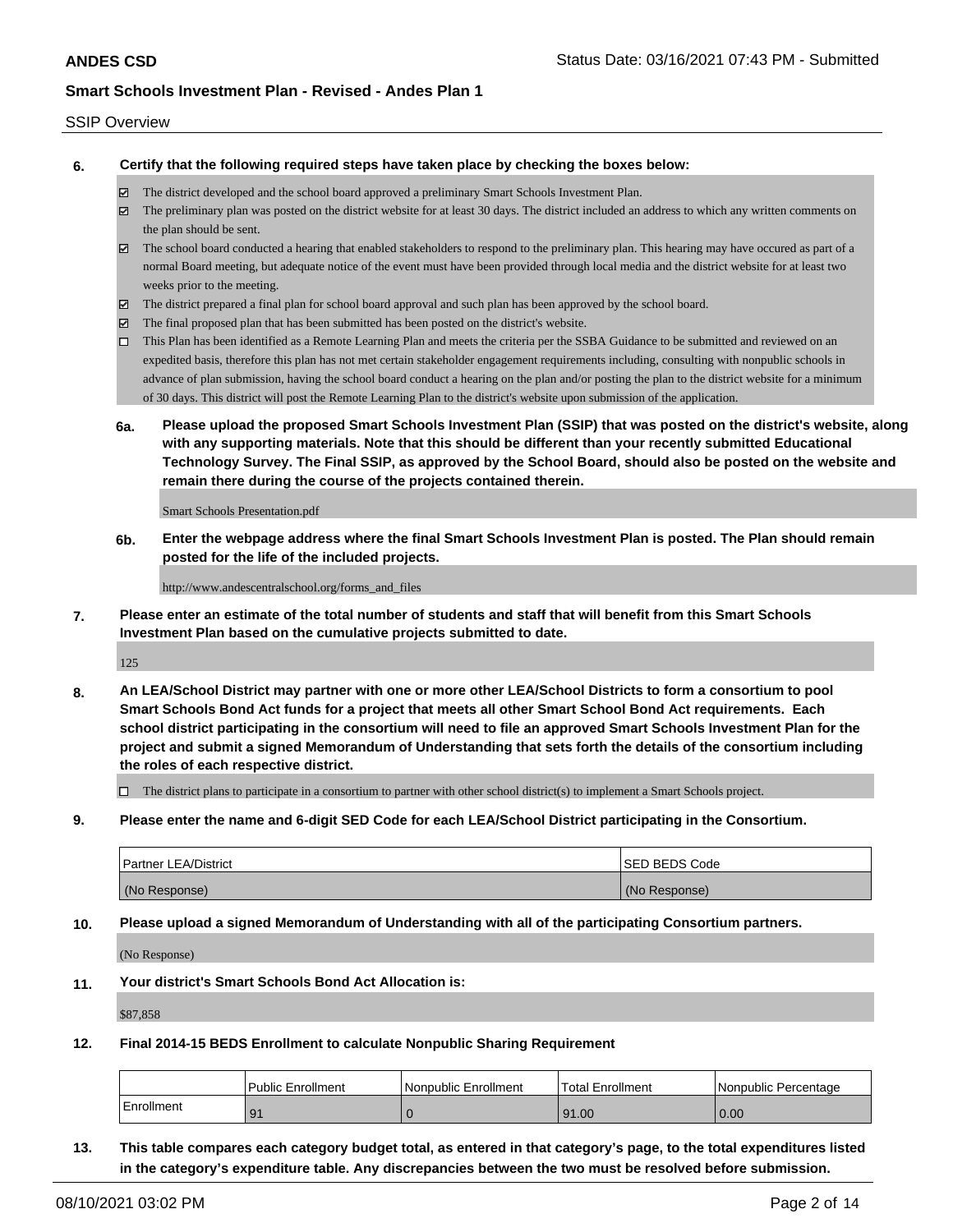SSIP Overview

**6. Certify that the following required steps have taken place by checking the boxes below:**

- ☑ The district developed and the school board approved a preliminary Smart Schools Investment Plan.
- ☑ The preliminary plan was posted on the district website for at least 30 days. The district included an address to which any written comments on the plan should be sent.
- ☑ The school board conducted a hearing that enabled stakeholders to respond to the preliminary plan. This hearing may have occured as part of a normal Board meeting, but adequate notice of the event must have been provided through local media and the district website for at least two weeks prior to the meeting.
- ☑ The district prepared a final plan for school board approval and such plan has been approved by the school board.
- ☑ The final proposed plan that has been submitted has been posted on the district's website.
- ☐ This Plan has been identified as a Remote Learning Plan and meets the criteria per the SSBA Guidance to be submitted and reviewed on an expedited basis, therefore this plan has not met certain stakeholder engagement requirements including, consulting with nonpublic schools in advance of plan submission, having the school board conduct a hearing on the plan and/or posting the plan to the district website for a minimum of 30 days. This district will post the Remote Learning Plan to the district's website upon submission of the application.

**6a. Please upload the proposed Smart Schools Investment Plan (SSIP) that was posted on the district's website, along with any supporting materials. Note that this should be different than your recently submitted Educational Technology Survey. The Final SSIP, as approved by the School Board, should also be posted on the website and remain there during the course of the projects contained therein.**

Smart Schools Presentation.pdf

**6b. Enter the webpage address where the final Smart Schools Investment Plan is posted. The Plan should remain posted for the life of the included projects.**

http://www.andescentralschool.org/forms_and_files

**7. Please enter an estimate of the total number of students and staff that will benefit from this Smart Schools Investment Plan based on the cumulative projects submitted to date.**

125

**8. An LEA/School District may partner with one or more other LEA/School Districts to form a consortium to pool Smart Schools Bond Act funds for a project that meets all other Smart School Bond Act requirements. Each school district participating in the consortium will need to file an approved Smart Schools Investment Plan for the project and submit a signed Memorandum of Understanding that sets forth the details of the consortium including the roles of each respective district.**

- ☐ The district plans to participate in a consortium to partner with other school district(s) to implement a Smart Schools project.

**9. Please enter the name and 6-digit SED Code for each LEA/School District participating in the Consortium.**

| Partner LEA/District | SED BEDS Code |
|---|---|
| (No Response) | (No Response) |

**10. Please upload a signed Memorandum of Understanding with all of the participating Consortium partners.**

(No Response)

**11. Your district's Smart Schools Bond Act Allocation is:**

$87,858

**12. Final 2014-15 BEDS Enrollment to calculate Nonpublic Sharing Requirement**

| | Public Enrollment | Nonpublic Enrollment | Total Enrollment | Nonpublic Percentage |
|---|---|---|---|---|
| Enrollment | 91 | 0 | 91.00 | 0.00 |

**13. This table compares each category budget total, as entered in that category's page, to the total expenditures listed in the category's expenditure table. Any discrepancies between the two must be resolved before submission.**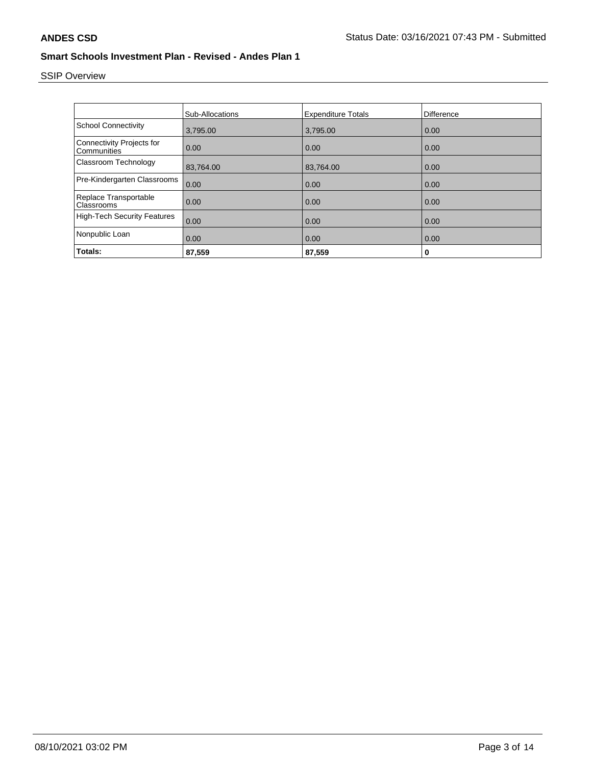**ANDES CSD**

Status Date: 03/16/2021 07:43 PM - Submitted

## Smart Schools Investment Plan - Revised - Andes Plan 1

SSIP Overview

| | Sub-Allocations | Expenditure Totals | Difference |
|---|---|---|---|
| School Connectivity | 3,795.00 | 3,795.00 | 0.00 |
| Connectivity Projects for Communities | 0.00 | 0.00 | 0.00 |
| Classroom Technology | 83,764.00 | 83,764.00 | 0.00 |
| Pre-Kindergarten Classrooms | 0.00 | 0.00 | 0.00 |
| Replace Transportable Classrooms | 0.00 | 0.00 | 0.00 |
| High-Tech Security Features | 0.00 | 0.00 | 0.00 |
| Nonpublic Loan | 0.00 | 0.00 | 0.00 |
| **Totals:** | **87,559** | **87,559** | **0** |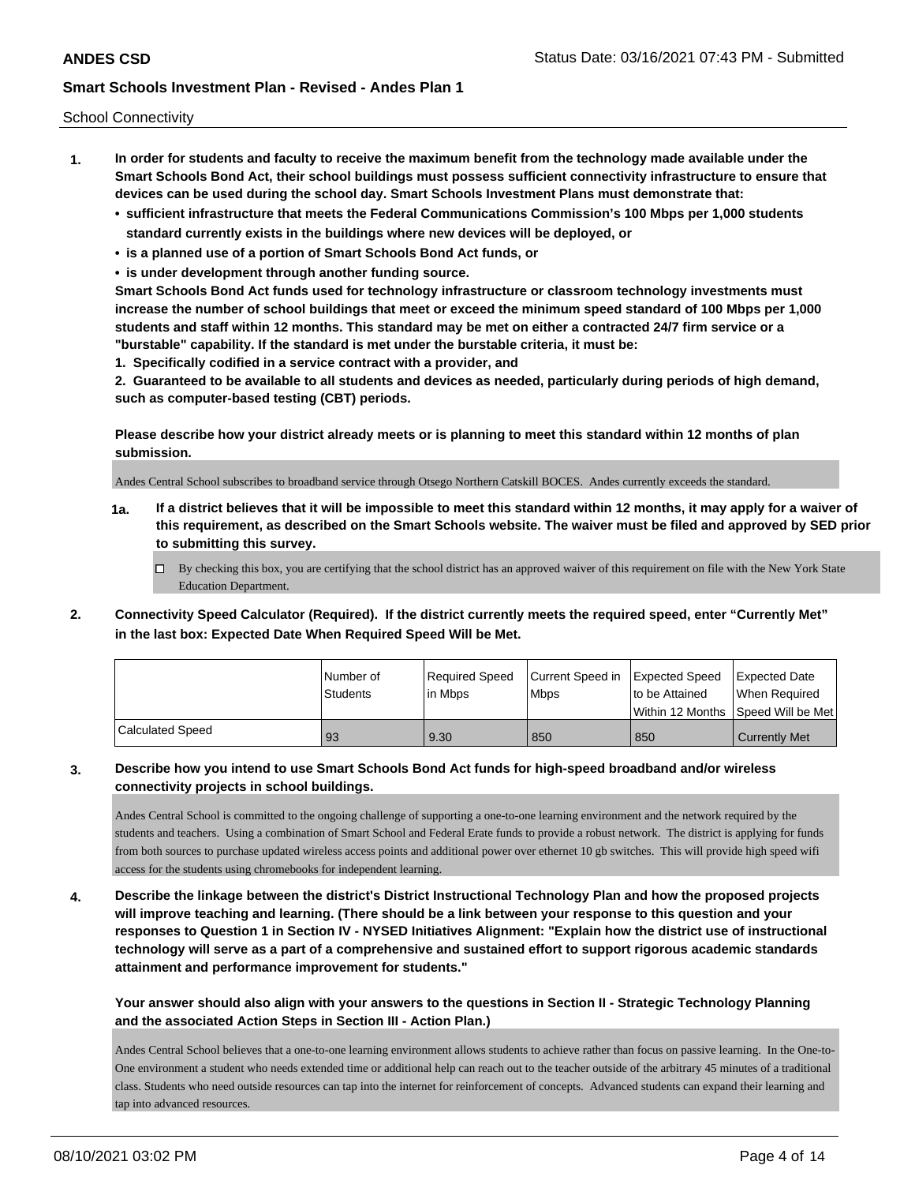School Connectivity

1. **In order for students and faculty to receive the maximum benefit from the technology made available under the Smart Schools Bond Act, their school buildings must possess sufficient connectivity infrastructure to ensure that devices can be used during the school day. Smart Schools Investment Plans must demonstrate that:**
   - **sufficient infrastructure that meets the Federal Communications Commission's 100 Mbps per 1,000 students standard currently exists in the buildings where new devices will be deployed, or**
   - **is a planned use of a portion of Smart Schools Bond Act funds, or**
   - **is under development through another funding source.**

   **Smart Schools Bond Act funds used for technology infrastructure or classroom technology investments must increase the number of school buildings that meet or exceed the minimum speed standard of 100 Mbps per 1,000 students and staff within 12 months. This standard may be met on either a contracted 24/7 firm service or a "burstable" capability. If the standard is met under the burstable criteria, it must be:**

   **1. Specifically codified in a service contract with a provider, and**

   **2. Guaranteed to be available to all students and devices as needed, particularly during periods of high demand, such as computer-based testing (CBT) periods.**

   **Please describe how your district already meets or is planning to meet this standard within 12 months of plan submission.**

   Andes Central School subscribes to broadband service through Otsego Northern Catskill BOCES. Andes currently exceeds the standard.

   **1a. If a district believes that it will be impossible to meet this standard within 12 months, it may apply for a waiver of this requirement, as described on the Smart Schools website. The waiver must be filed and approved by SED prior to submitting this survey.**

   ☐ By checking this box, you are certifying that the school district has an approved waiver of this requirement on file with the New York State Education Department.

2. **Connectivity Speed Calculator (Required). If the district currently meets the required speed, enter "Currently Met" in the last box: Expected Date When Required Speed Will be Met.**

| | Number of Students | Required Speed in Mbps | Current Speed in Mbps | Expected Speed to be Attained Within 12 Months | Expected Date When Required Speed Will be Met |
|---|---|---|---|---|---|
| Calculated Speed | 93 | 9.30 | 850 | 850 | Currently Met |

3. **Describe how you intend to use Smart Schools Bond Act funds for high-speed broadband and/or wireless connectivity projects in school buildings.**

   Andes Central School is committed to the ongoing challenge of supporting a one-to-one learning environment and the network required by the students and teachers. Using a combination of Smart School and Federal Erate funds to provide a robust network. The district is applying for funds from both sources to purchase updated wireless access points and additional power over ethernet 10 gb switches. This will provide high speed wifi access for the students using chromebooks for independent learning.

4. **Describe the linkage between the district's District Instructional Technology Plan and how the proposed projects will improve teaching and learning. (There should be a link between your response to this question and your responses to Question 1 in Section IV - NYSED Initiatives Alignment: "Explain how the district use of instructional technology will serve as a part of a comprehensive and sustained effort to support rigorous academic standards attainment and performance improvement for students."**

   **Your answer should also align with your answers to the questions in Section II - Strategic Technology Planning and the associated Action Steps in Section III - Action Plan.)**

   Andes Central School believes that a one-to-one learning environment allows students to achieve rather than focus on passive learning. In the One-to-One environment a student who needs extended time or additional help can reach out to the teacher outside of the arbitrary 45 minutes of a traditional class. Students who need outside resources can tap into the internet for reinforcement of concepts. Advanced students can expand their learning and tap into advanced resources.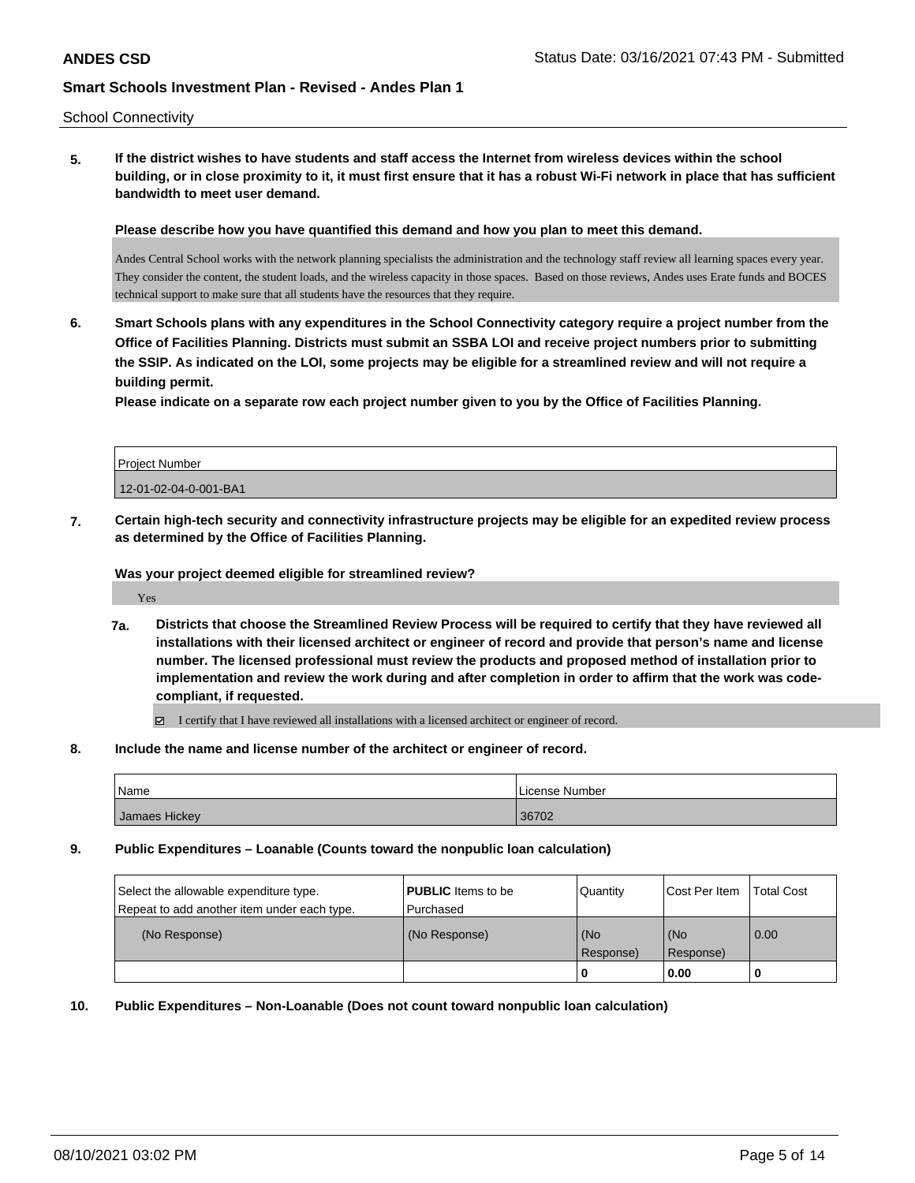School Connectivity

**5. If the district wishes to have students and staff access the Internet from wireless devices within the school building, or in close proximity to it, it must first ensure that it has a robust Wi-Fi network in place that has sufficient bandwidth to meet user demand.**

**Please describe how you have quantified this demand and how you plan to meet this demand.**

Andes Central School works with the network planning specialists the administration and the technology staff review all learning spaces every year. They consider the content, the student loads, and the wireless capacity in those spaces. Based on those reviews, Andes uses Erate funds and BOCES technical support to make sure that all students have the resources that they require.

**6. Smart Schools plans with any expenditures in the School Connectivity category require a project number from the Office of Facilities Planning. Districts must submit an SSBA LOI and receive project numbers prior to submitting the SSIP. As indicated on the LOI, some projects may be eligible for a streamlined review and will not require a building permit.**

**Please indicate on a separate row each project number given to you by the Office of Facilities Planning.**

| Project Number |
|---|
| 12-01-02-04-0-001-BA1 |

**7. Certain high-tech security and connectivity infrastructure projects may be eligible for an expedited review process as determined by the Office of Facilities Planning.**

**Was your project deemed eligible for streamlined review?**

Yes

**7a. Districts that choose the Streamlined Review Process will be required to certify that they have reviewed all installations with their licensed architect or engineer of record and provide that person's name and license number. The licensed professional must review the products and proposed method of installation prior to implementation and review the work during and after completion in order to affirm that the work was code-compliant, if requested.**

☑ I certify that I have reviewed all installations with a licensed architect or engineer of record.

**8. Include the name and license number of the architect or engineer of record.**

| Name | License Number |
|---|---|
| Jamaes Hickey | 36702 |

**9. Public Expenditures – Loanable (Counts toward the nonpublic loan calculation)**

| Select the allowable expenditure type. Repeat to add another item under each type. | **PUBLIC** Items to be Purchased | Quantity | Cost Per Item | Total Cost |
|---|---|---|---|---|
| (No Response) | (No Response) | (No Response) | (No Response) | 0.00 |
| | | **0** | **0.00** | **0** |

**10. Public Expenditures – Non-Loanable (Does not count toward nonpublic loan calculation)**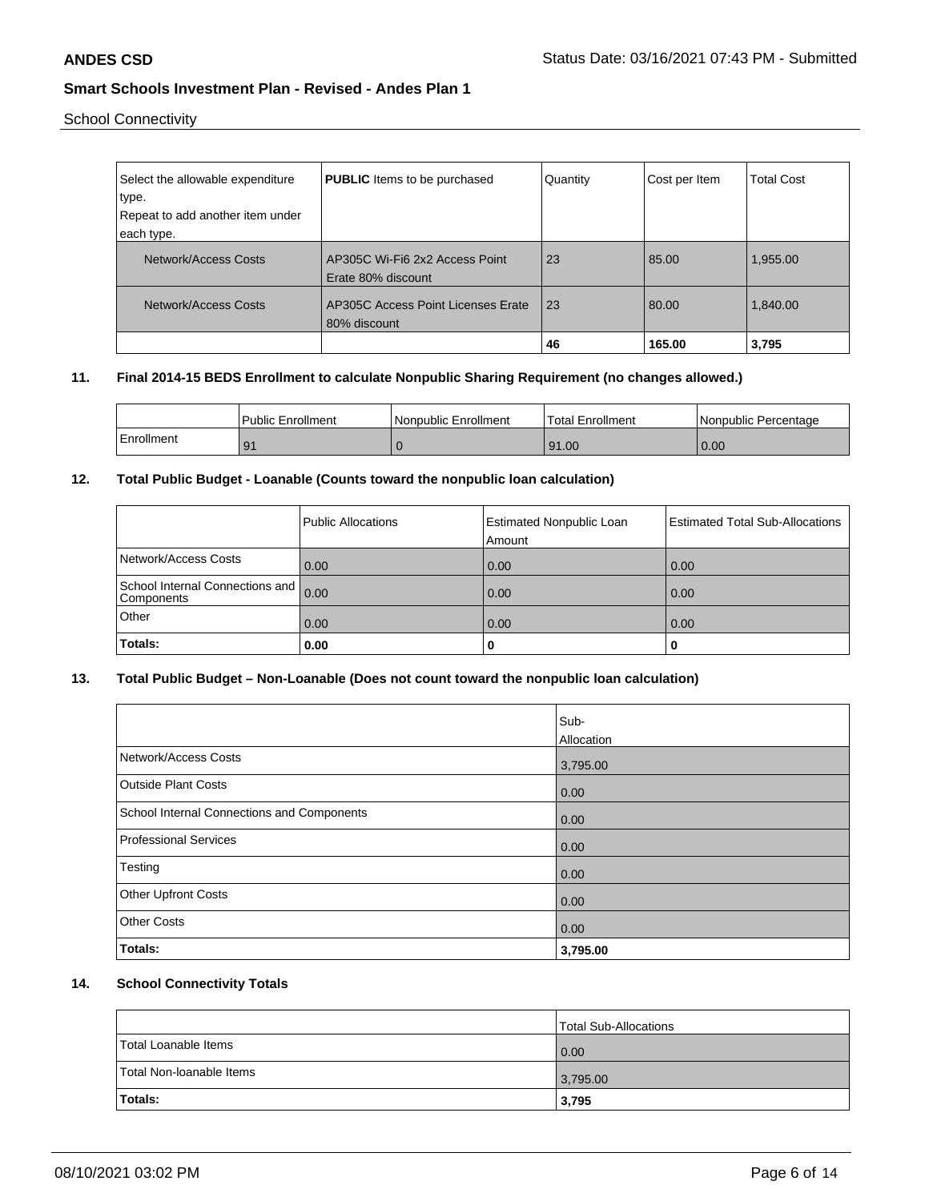School Connectivity

| Select the allowable expenditure type. Repeat to add another item under each type. | **PUBLIC** Items to be purchased | Quantity | Cost per Item | Total Cost |
|---|---|---|---|---|
| Network/Access Costs | AP305C Wi-Fi6 2x2 Access Point Erate 80% discount | 23 | 85.00 | 1,955.00 |
| Network/Access Costs | AP305C Access Point Licenses Erate 80% discount | 23 | 80.00 | 1,840.00 |
| | | **46** | **165.00** | **3,795** |

**11. Final 2014-15 BEDS Enrollment to calculate Nonpublic Sharing Requirement (no changes allowed.)**

| | Public Enrollment | Nonpublic Enrollment | Total Enrollment | Nonpublic Percentage |
|---|---|---|---|---|
| Enrollment | 91 | 0 | 91.00 | 0.00 |

**12. Total Public Budget - Loanable (Counts toward the nonpublic loan calculation)**

| | Public Allocations | Estimated Nonpublic Loan Amount | Estimated Total Sub-Allocations |
|---|---|---|---|
| Network/Access Costs | 0.00 | 0.00 | 0.00 |
| School Internal Connections and Components | 0.00 | 0.00 | 0.00 |
| Other | 0.00 | 0.00 | 0.00 |
| **Totals:** | **0.00** | **0** | **0** |

**13. Total Public Budget – Non-Loanable (Does not count toward the nonpublic loan calculation)**

| | Sub-Allocation |
|---|---|
| Network/Access Costs | 3,795.00 |
| Outside Plant Costs | 0.00 |
| School Internal Connections and Components | 0.00 |
| Professional Services | 0.00 |
| Testing | 0.00 |
| Other Upfront Costs | 0.00 |
| Other Costs | 0.00 |
| **Totals:** | **3,795.00** |

**14. School Connectivity Totals**

| | Total Sub-Allocations |
|---|---|
| Total Loanable Items | 0.00 |
| Total Non-loanable Items | 3,795.00 |
| **Totals:** | **3,795** |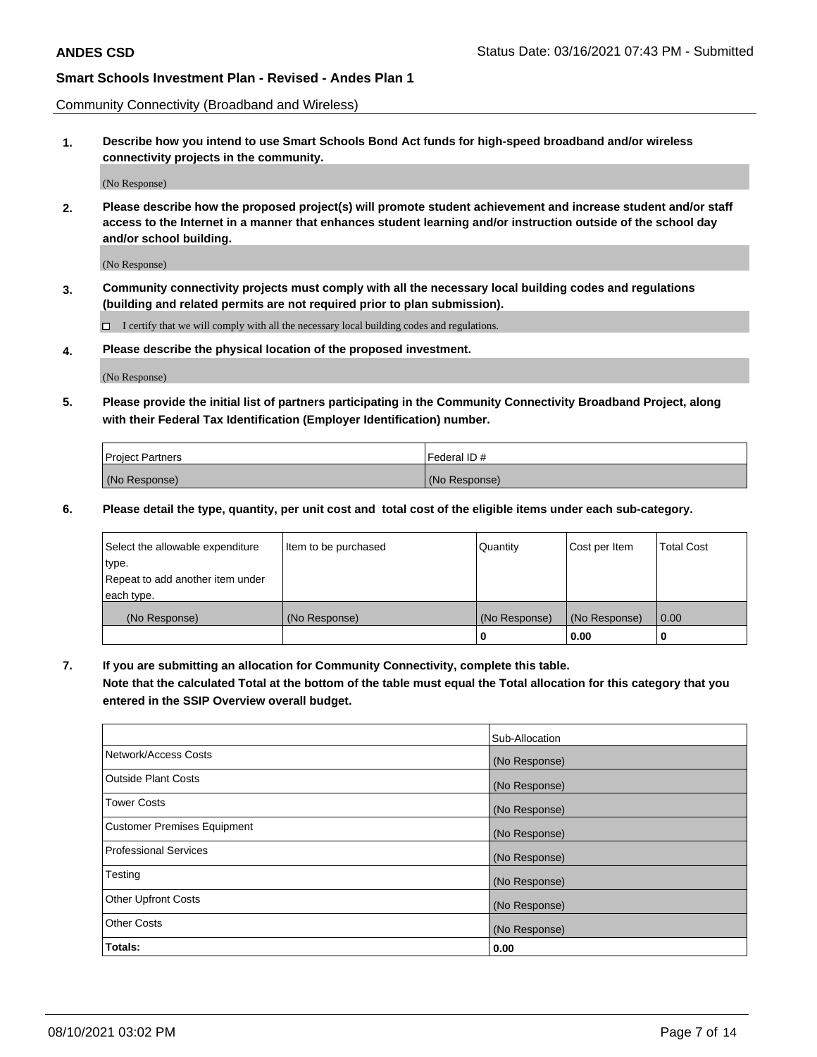Community Connectivity (Broadband and Wireless)

**1. Describe how you intend to use Smart Schools Bond Act funds for high-speed broadband and/or wireless connectivity projects in the community.**

(No Response)

**2. Please describe how the proposed project(s) will promote student achievement and increase student and/or staff access to the Internet in a manner that enhances student learning and/or instruction outside of the school day and/or school building.**

(No Response)

**3. Community connectivity projects must comply with all the necessary local building codes and regulations (building and related permits are not required prior to plan submission).**

☐ I certify that we will comply with all the necessary local building codes and regulations.

**4. Please describe the physical location of the proposed investment.**

(No Response)

**5. Please provide the initial list of partners participating in the Community Connectivity Broadband Project, along with their Federal Tax Identification (Employer Identification) number.**

| Project Partners | Federal ID # |
|---|---|
| (No Response) | (No Response) |

**6. Please detail the type, quantity, per unit cost and total cost of the eligible items under each sub-category.**

| Select the allowable expenditure type. Repeat to add another item under each type. | Item to be purchased | Quantity | Cost per Item | Total Cost |
|---|---|---|---|---|
| (No Response) | (No Response) | (No Response) | (No Response) | 0.00 |
| | | **0** | **0.00** | **0** |

**7. If you are submitting an allocation for Community Connectivity, complete this table. Note that the calculated Total at the bottom of the table must equal the Total allocation for this category that you entered in the SSIP Overview overall budget.**

| | Sub-Allocation |
|---|---|
| Network/Access Costs | (No Response) |
| Outside Plant Costs | (No Response) |
| Tower Costs | (No Response) |
| Customer Premises Equipment | (No Response) |
| Professional Services | (No Response) |
| Testing | (No Response) |
| Other Upfront Costs | (No Response) |
| Other Costs | (No Response) |
| **Totals:** | **0.00** |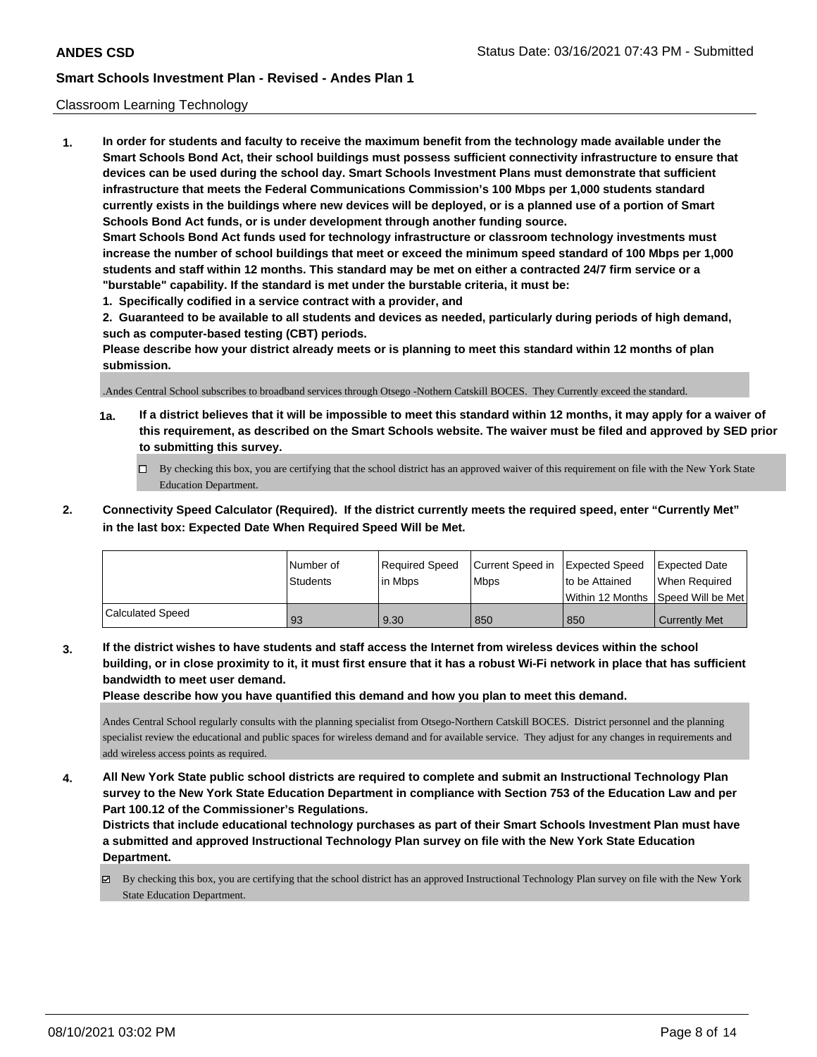Classroom Learning Technology

**1. In order for students and faculty to receive the maximum benefit from the technology made available under the Smart Schools Bond Act, their school buildings must possess sufficient connectivity infrastructure to ensure that devices can be used during the school day. Smart Schools Investment Plans must demonstrate that sufficient infrastructure that meets the Federal Communications Commission's 100 Mbps per 1,000 students standard currently exists in the buildings where new devices will be deployed, or is a planned use of a portion of Smart Schools Bond Act funds, or is under development through another funding source.**

**Smart Schools Bond Act funds used for technology infrastructure or classroom technology investments must increase the number of school buildings that meet or exceed the minimum speed standard of 100 Mbps per 1,000 students and staff within 12 months. This standard may be met on either a contracted 24/7 firm service or a "burstable" capability. If the standard is met under the burstable criteria, it must be:**

**1. Specifically codified in a service contract with a provider, and**

**2. Guaranteed to be available to all students and devices as needed, particularly during periods of high demand, such as computer-based testing (CBT) periods.**

**Please describe how your district already meets or is planning to meet this standard within 12 months of plan submission.**

.Andes Central School subscribes to broadband services through Otsego -Nothern Catskill BOCES. They Currently exceed the standard.

**1a. If a district believes that it will be impossible to meet this standard within 12 months, it may apply for a waiver of this requirement, as described on the Smart Schools website. The waiver must be filed and approved by SED prior to submitting this survey.**

☐ By checking this box, you are certifying that the school district has an approved waiver of this requirement on file with the New York State Education Department.

**2. Connectivity Speed Calculator (Required). If the district currently meets the required speed, enter "Currently Met" in the last box: Expected Date When Required Speed Will be Met.**

| | Number of Students | Required Speed in Mbps | Current Speed in Mbps | Expected Speed to be Attained Within 12 Months | Expected Date When Required Speed Will be Met |
|---|---|---|---|---|---|
| Calculated Speed | 93 | 9.30 | 850 | 850 | Currently Met |

**3. If the district wishes to have students and staff access the Internet from wireless devices within the school building, or in close proximity to it, it must first ensure that it has a robust Wi-Fi network in place that has sufficient bandwidth to meet user demand.**

**Please describe how you have quantified this demand and how you plan to meet this demand.**

Andes Central School regularly consults with the planning specialist from Otsego-Northern Catskill BOCES. District personnel and the planning specialist review the educational and public spaces for wireless demand and for available service. They adjust for any changes in requirements and add wireless access points as required.

**4. All New York State public school districts are required to complete and submit an Instructional Technology Plan survey to the New York State Education Department in compliance with Section 753 of the Education Law and per Part 100.12 of the Commissioner's Regulations.**

**Districts that include educational technology purchases as part of their Smart Schools Investment Plan must have a submitted and approved Instructional Technology Plan survey on file with the New York State Education Department.**

☑ By checking this box, you are certifying that the school district has an approved Instructional Technology Plan survey on file with the New York State Education Department.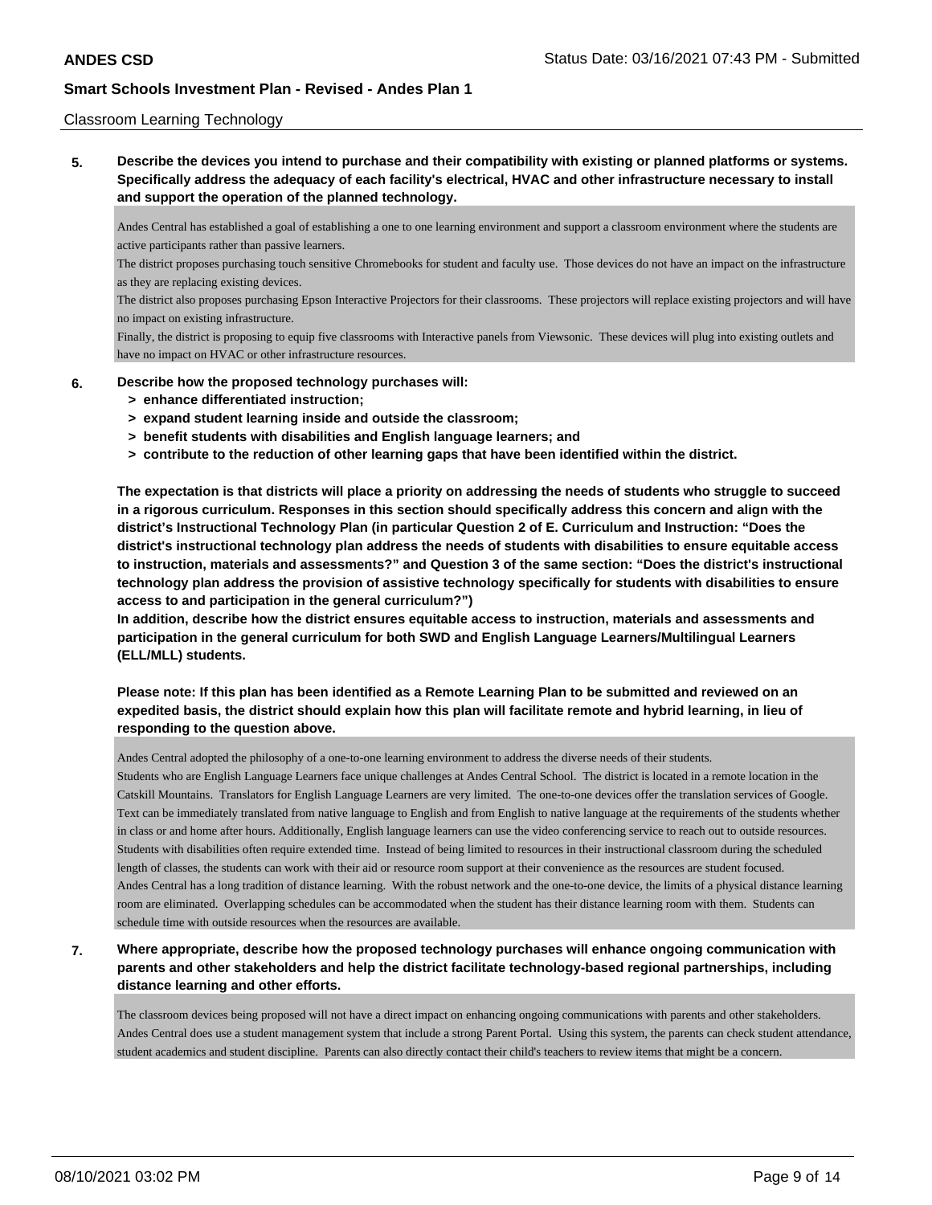Classroom Learning Technology

**5. Describe the devices you intend to purchase and their compatibility with existing or planned platforms or systems. Specifically address the adequacy of each facility's electrical, HVAC and other infrastructure necessary to install and support the operation of the planned technology.**

Andes Central has established a goal of establishing a one to one learning environment and support a classroom environment where the students are active participants rather than passive learners.
The district proposes purchasing touch sensitive Chromebooks for student and faculty use. Those devices do not have an impact on the infrastructure as they are replacing existing devices.
The district also proposes purchasing Epson Interactive Projectors for their classrooms. These projectors will replace existing projectors and will have no impact on existing infrastructure.
Finally, the district is proposing to equip five classrooms with Interactive panels from Viewsonic. These devices will plug into existing outlets and have no impact on HVAC or other infrastructure resources.

**6. Describe how the proposed technology purchases will:**
- **> enhance differentiated instruction;**
- **> expand student learning inside and outside the classroom;**
- **> benefit students with disabilities and English language learners; and**
- **> contribute to the reduction of other learning gaps that have been identified within the district.**

**The expectation is that districts will place a priority on addressing the needs of students who struggle to succeed in a rigorous curriculum. Responses in this section should specifically address this concern and align with the district's Instructional Technology Plan (in particular Question 2 of E. Curriculum and Instruction: "Does the district's instructional technology plan address the needs of students with disabilities to ensure equitable access to instruction, materials and assessments?" and Question 3 of the same section: "Does the district's instructional technology plan address the provision of assistive technology specifically for students with disabilities to ensure access to and participation in the general curriculum?")**
**In addition, describe how the district ensures equitable access to instruction, materials and assessments and participation in the general curriculum for both SWD and English Language Learners/Multilingual Learners (ELL/MLL) students.**

**Please note: If this plan has been identified as a Remote Learning Plan to be submitted and reviewed on an expedited basis, the district should explain how this plan will facilitate remote and hybrid learning, in lieu of responding to the question above.**

Andes Central adopted the philosophy of a one-to-one learning environment to address the diverse needs of their students.
Students who are English Language Learners face unique challenges at Andes Central School. The district is located in a remote location in the Catskill Mountains. Translators for English Language Learners are very limited. The one-to-one devices offer the translation services of Google. Text can be immediately translated from native language to English and from English to native language at the requirements of the students whether in class or and home after hours. Additionally, English language learners can use the video conferencing service to reach out to outside resources.
Students with disabilities often require extended time. Instead of being limited to resources in their instructional classroom during the scheduled length of classes, the students can work with their aid or resource room support at their convenience as the resources are student focused.
Andes Central has a long tradition of distance learning. With the robust network and the one-to-one device, the limits of a physical distance learning room are eliminated. Overlapping schedules can be accommodated when the student has their distance learning room with them. Students can schedule time with outside resources when the resources are available.

**7. Where appropriate, describe how the proposed technology purchases will enhance ongoing communication with parents and other stakeholders and help the district facilitate technology-based regional partnerships, including distance learning and other efforts.**

The classroom devices being proposed will not have a direct impact on enhancing ongoing communications with parents and other stakeholders. Andes Central does use a student management system that include a strong Parent Portal. Using this system, the parents can check student attendance, student academics and student discipline. Parents can also directly contact their child's teachers to review items that might be a concern.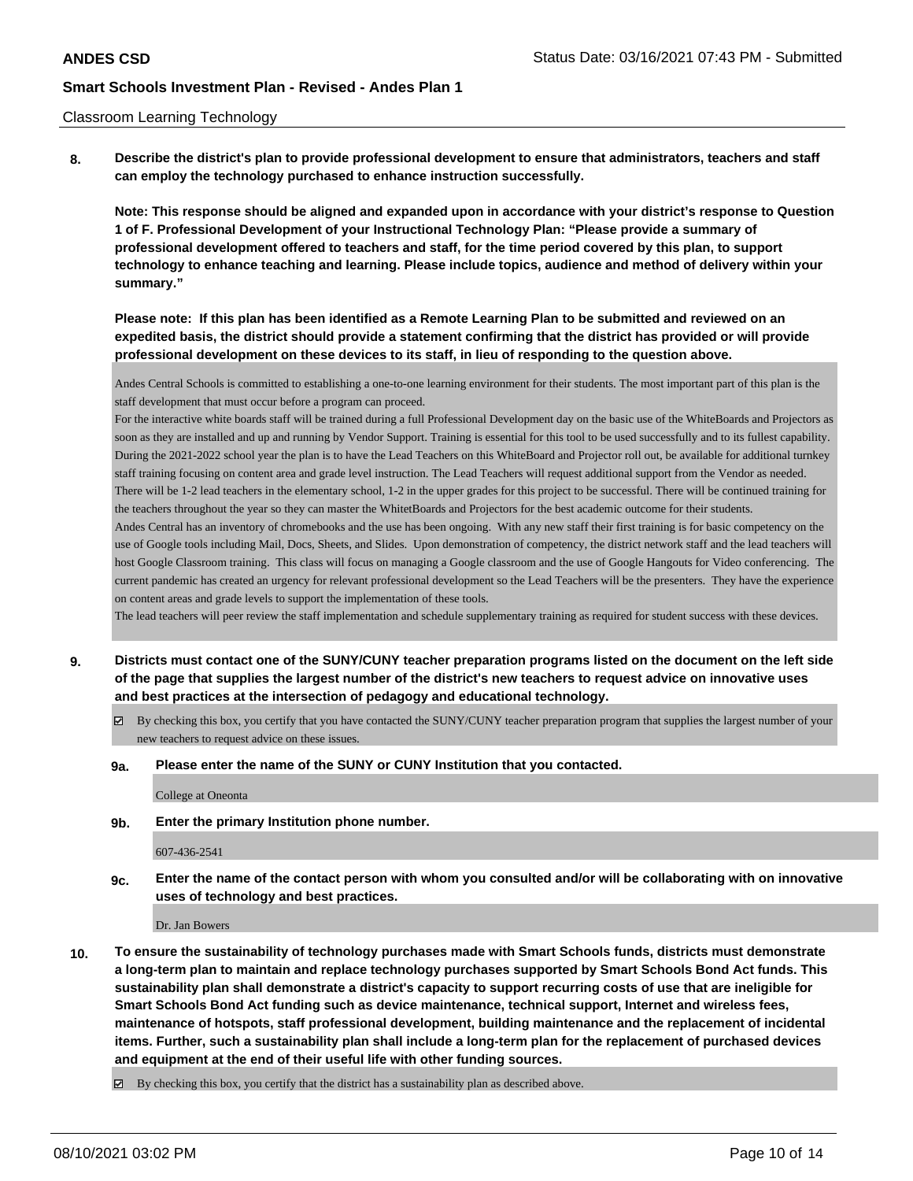Classroom Learning Technology

**8. Describe the district's plan to provide professional development to ensure that administrators, teachers and staff can employ the technology purchased to enhance instruction successfully.**

**Note: This response should be aligned and expanded upon in accordance with your district's response to Question 1 of F. Professional Development of your Instructional Technology Plan: "Please provide a summary of professional development offered to teachers and staff, for the time period covered by this plan, to support technology to enhance teaching and learning. Please include topics, audience and method of delivery within your summary."**

**Please note: If this plan has been identified as a Remote Learning Plan to be submitted and reviewed on an expedited basis, the district should provide a statement confirming that the district has provided or will provide professional development on these devices to its staff, in lieu of responding to the question above.**

Andes Central Schools is committed to establishing a one-to-one learning environment for their students. The most important part of this plan is the staff development that must occur before a program can proceed.

For the interactive white boards staff will be trained during a full Professional Development day on the basic use of the WhiteBoards and Projectors as soon as they are installed and up and running by Vendor Support. Training is essential for this tool to be used successfully and to its fullest capability. During the 2021-2022 school year the plan is to have the Lead Teachers on this WhiteBoard and Projector roll out, be available for additional turnkey staff training focusing on content area and grade level instruction. The Lead Teachers will request additional support from the Vendor as needed. There will be 1-2 lead teachers in the elementary school, 1-2 in the upper grades for this project to be successful. There will be continued training for the teachers throughout the year so they can master the WhitetBoards and Projectors for the best academic outcome for their students.

Andes Central has an inventory of chromebooks and the use has been ongoing. With any new staff their first training is for basic competency on the use of Google tools including Mail, Docs, Sheets, and Slides. Upon demonstration of competency, the district network staff and the lead teachers will host Google Classroom training. This class will focus on managing a Google classroom and the use of Google Hangouts for Video conferencing. The current pandemic has created an urgency for relevant professional development so the Lead Teachers will be the presenters. They have the experience on content areas and grade levels to support the implementation of these tools.

The lead teachers will peer review the staff implementation and schedule supplementary training as required for student success with these devices.

**9. Districts must contact one of the SUNY/CUNY teacher preparation programs listed on the document on the left side of the page that supplies the largest number of the district's new teachers to request advice on innovative uses and best practices at the intersection of pedagogy and educational technology.**

☑ By checking this box, you certify that you have contacted the SUNY/CUNY teacher preparation program that supplies the largest number of your new teachers to request advice on these issues.

**9a. Please enter the name of the SUNY or CUNY Institution that you contacted.**

College at Oneonta

**9b. Enter the primary Institution phone number.**

607-436-2541

**9c. Enter the name of the contact person with whom you consulted and/or will be collaborating with on innovative uses of technology and best practices.**

Dr. Jan Bowers

**10. To ensure the sustainability of technology purchases made with Smart Schools funds, districts must demonstrate a long-term plan to maintain and replace technology purchases supported by Smart Schools Bond Act funds. This sustainability plan shall demonstrate a district's capacity to support recurring costs of use that are ineligible for Smart Schools Bond Act funding such as device maintenance, technical support, Internet and wireless fees, maintenance of hotspots, staff professional development, building maintenance and the replacement of incidental items. Further, such a sustainability plan shall include a long-term plan for the replacement of purchased devices and equipment at the end of their useful life with other funding sources.**

☑ By checking this box, you certify that the district has a sustainability plan as described above.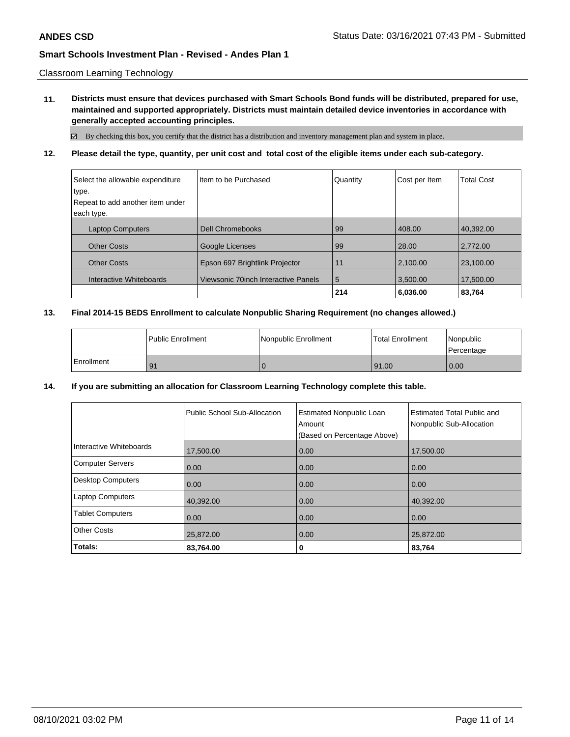Classroom Learning Technology

**11. Districts must ensure that devices purchased with Smart Schools Bond funds will be distributed, prepared for use, maintained and supported appropriately. Districts must maintain detailed device inventories in accordance with generally accepted accounting principles.**

☑ By checking this box, you certify that the district has a distribution and inventory management plan and system in place.

**12. Please detail the type, quantity, per unit cost and total cost of the eligible items under each sub-category.**

| Select the allowable expenditure type. Repeat to add another item under each type. | Item to be Purchased | Quantity | Cost per Item | Total Cost |
|---|---|---|---|---|
| Laptop Computers | Dell Chromebooks | 99 | 408.00 | 40,392.00 |
| Other Costs | Google Licenses | 99 | 28.00 | 2,772.00 |
| Other Costs | Epson 697 Brightlink Projector | 11 | 2,100.00 | 23,100.00 |
| Interactive Whiteboards | Viewsonic 70inch Interactive Panels | 5 | 3,500.00 | 17,500.00 |
| | | **214** | **6,036.00** | **83,764** |

**13. Final 2014-15 BEDS Enrollment to calculate Nonpublic Sharing Requirement (no changes allowed.)**

| | Public Enrollment | Nonpublic Enrollment | Total Enrollment | Nonpublic Percentage |
|---|---|---|---|---|
| Enrollment | 91 | 0 | 91.00 | 0.00 |

**14. If you are submitting an allocation for Classroom Learning Technology complete this table.**

| | Public School Sub-Allocation | Estimated Nonpublic Loan Amount (Based on Percentage Above) | Estimated Total Public and Nonpublic Sub-Allocation |
|---|---|---|---|
| Interactive Whiteboards | 17,500.00 | 0.00 | 17,500.00 |
| Computer Servers | 0.00 | 0.00 | 0.00 |
| Desktop Computers | 0.00 | 0.00 | 0.00 |
| Laptop Computers | 40,392.00 | 0.00 | 40,392.00 |
| Tablet Computers | 0.00 | 0.00 | 0.00 |
| Other Costs | 25,872.00 | 0.00 | 25,872.00 |
| **Totals:** | **83,764.00** | **0** | **83,764** |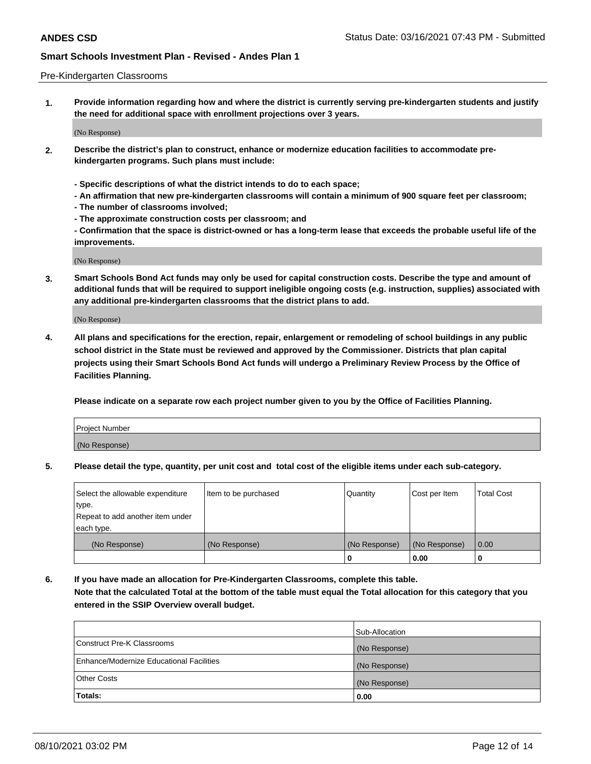Pre-Kindergarten Classrooms

**1. Provide information regarding how and where the district is currently serving pre-kindergarten students and justify the need for additional space with enrollment projections over 3 years.**

(No Response)

**2. Describe the district's plan to construct, enhance or modernize education facilities to accommodate pre-kindergarten programs. Such plans must include:**

**- Specific descriptions of what the district intends to do to each space;**
**- An affirmation that new pre-kindergarten classrooms will contain a minimum of 900 square feet per classroom;**
**- The number of classrooms involved;**
**- The approximate construction costs per classroom; and**
**- Confirmation that the space is district-owned or has a long-term lease that exceeds the probable useful life of the improvements.**

(No Response)

**3. Smart Schools Bond Act funds may only be used for capital construction costs. Describe the type and amount of additional funds that will be required to support ineligible ongoing costs (e.g. instruction, supplies) associated with any additional pre-kindergarten classrooms that the district plans to add.**

(No Response)

**4. All plans and specifications for the erection, repair, enlargement or remodeling of school buildings in any public school district in the State must be reviewed and approved by the Commissioner. Districts that plan capital projects using their Smart Schools Bond Act funds will undergo a Preliminary Review Process by the Office of Facilities Planning.**

**Please indicate on a separate row each project number given to you by the Office of Facilities Planning.**

| Project Number |
|---|
| (No Response) |

**5. Please detail the type, quantity, per unit cost and total cost of the eligible items under each sub-category.**

| Select the allowable expenditure type. Repeat to add another item under each type. | Item to be purchased | Quantity | Cost per Item | Total Cost |
|---|---|---|---|---|
| (No Response) | (No Response) | (No Response) | (No Response) | 0.00 |
| | | 0 | 0.00 | 0 |

**6. If you have made an allocation for Pre-Kindergarten Classrooms, complete this table. Note that the calculated Total at the bottom of the table must equal the Total allocation for this category that you entered in the SSIP Overview overall budget.**

| | Sub-Allocation |
|---|---|
| Construct Pre-K Classrooms | (No Response) |
| Enhance/Modernize Educational Facilities | (No Response) |
| Other Costs | (No Response) |
| **Totals:** | **0.00** |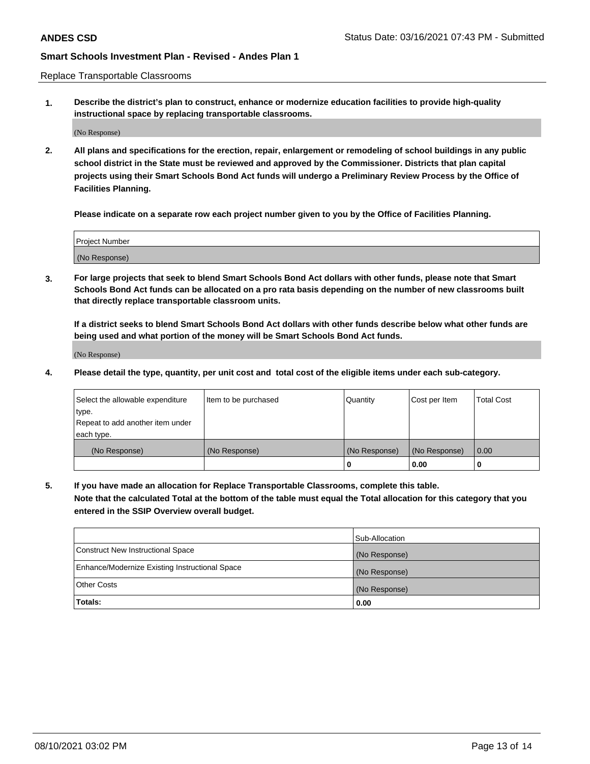Replace Transportable Classrooms

**1. Describe the district's plan to construct, enhance or modernize education facilities to provide high-quality instructional space by replacing transportable classrooms.**

(No Response)

**2. All plans and specifications for the erection, repair, enlargement or remodeling of school buildings in any public school district in the State must be reviewed and approved by the Commissioner. Districts that plan capital projects using their Smart Schools Bond Act funds will undergo a Preliminary Review Process by the Office of Facilities Planning.**

**Please indicate on a separate row each project number given to you by the Office of Facilities Planning.**

| Project Number |
| --- |
| (No Response) |

**3. For large projects that seek to blend Smart Schools Bond Act dollars with other funds, please note that Smart Schools Bond Act funds can be allocated on a pro rata basis depending on the number of new classrooms built that directly replace transportable classroom units.**

**If a district seeks to blend Smart Schools Bond Act dollars with other funds describe below what other funds are being used and what portion of the money will be Smart Schools Bond Act funds.**

(No Response)

**4. Please detail the type, quantity, per unit cost and total cost of the eligible items under each sub-category.**

| Select the allowable expenditure type. Repeat to add another item under each type. | Item to be purchased | Quantity | Cost per Item | Total Cost |
| --- | --- | --- | --- | --- |
| (No Response) | (No Response) | (No Response) | (No Response) | 0.00 |
| | | 0 | 0.00 | 0 |

**5. If you have made an allocation for Replace Transportable Classrooms, complete this table. Note that the calculated Total at the bottom of the table must equal the Total allocation for this category that you entered in the SSIP Overview overall budget.**

| | Sub-Allocation |
| --- | --- |
| Construct New Instructional Space | (No Response) |
| Enhance/Modernize Existing Instructional Space | (No Response) |
| Other Costs | (No Response) |
| **Totals:** | **0.00** |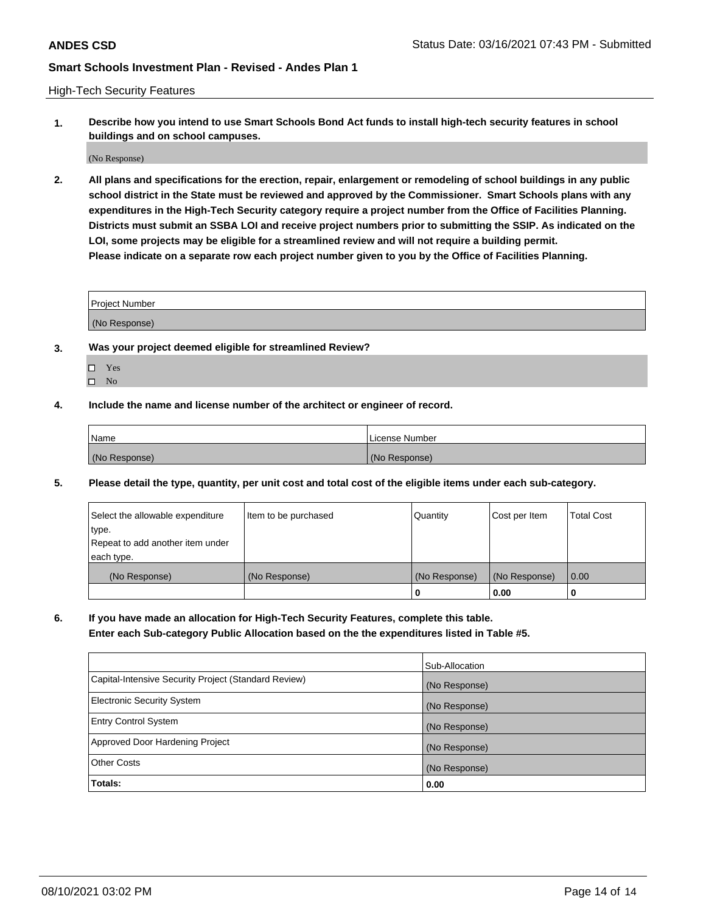High-Tech Security Features

**1. Describe how you intend to use Smart Schools Bond Act funds to install high-tech security features in school buildings and on school campuses.**

(No Response)

**2. All plans and specifications for the erection, repair, enlargement or remodeling of school buildings in any public school district in the State must be reviewed and approved by the Commissioner. Smart Schools plans with any expenditures in the High-Tech Security category require a project number from the Office of Facilities Planning. Districts must submit an SSBA LOI and receive project numbers prior to submitting the SSIP. As indicated on the LOI, some projects may be eligible for a streamlined review and will not require a building permit.**
**Please indicate on a separate row each project number given to you by the Office of Facilities Planning.**

| Project Number |
|---|
| (No Response) |

**3. Was your project deemed eligible for streamlined Review?**

- ☐ Yes
- ☐ No

**4. Include the name and license number of the architect or engineer of record.**

| Name | License Number |
|---|---|
| (No Response) | (No Response) |

**5. Please detail the type, quantity, per unit cost and total cost of the eligible items under each sub-category.**

| Select the allowable expenditure type. Repeat to add another item under each type. | Item to be purchased | Quantity | Cost per Item | Total Cost |
|---|---|---|---|---|
| (No Response) | (No Response) | (No Response) | (No Response) | 0.00 |
| | | 0 | 0.00 | 0 |

**6. If you have made an allocation for High-Tech Security Features, complete this table.**
**Enter each Sub-category Public Allocation based on the the expenditures listed in Table #5.**

| | Sub-Allocation |
|---|---|
| Capital-Intensive Security Project (Standard Review) | (No Response) |
| Electronic Security System | (No Response) |
| Entry Control System | (No Response) |
| Approved Door Hardening Project | (No Response) |
| Other Costs | (No Response) |
| **Totals:** | **0.00** |